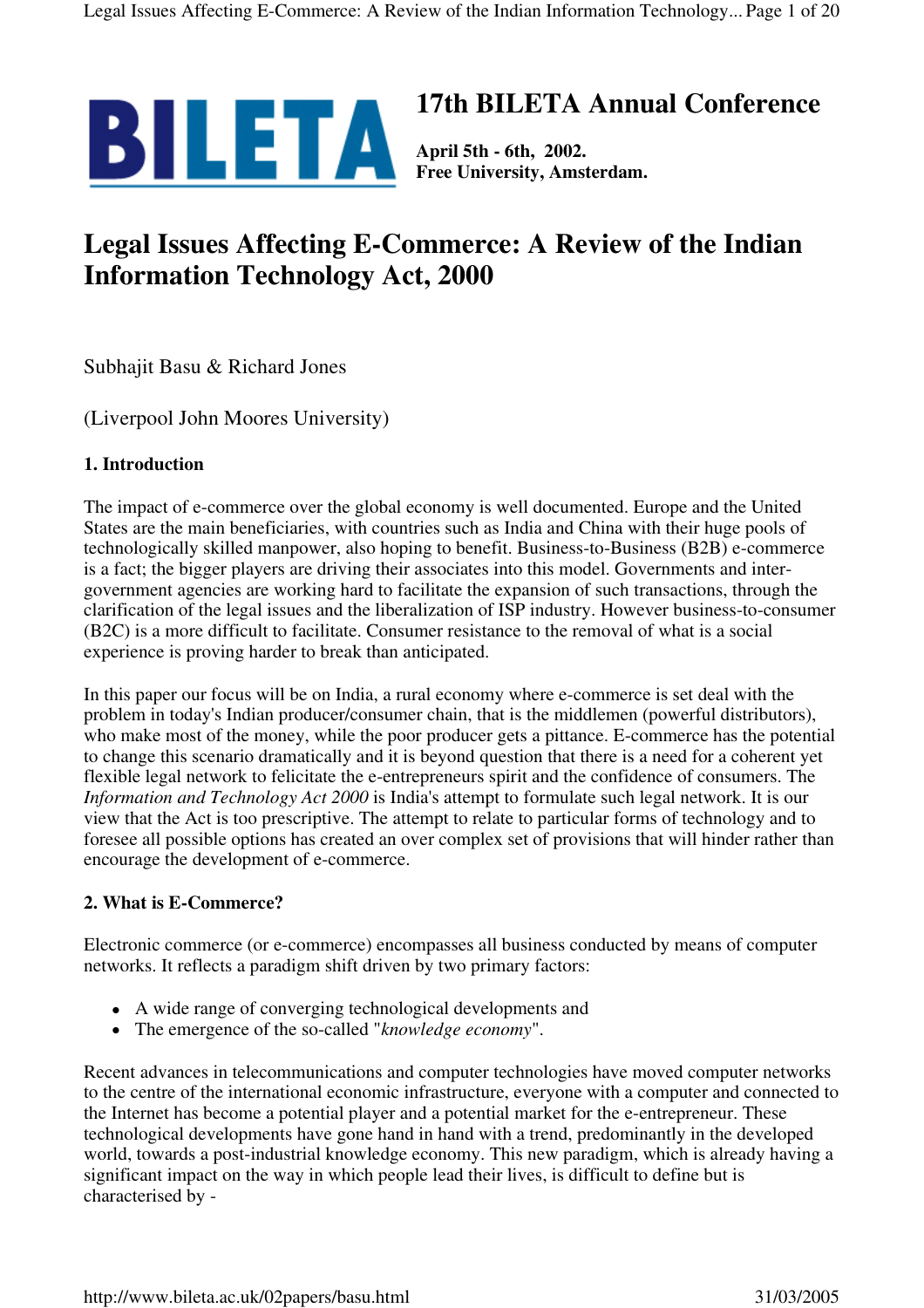BILETA

# 17th BILETA Annual Conference

**April 5th - 6th, 2002.**
**Free University, Amsterdam.**

# Legal Issues Affecting E-Commerce: A Review of the Indian Information Technology Act, 2000

Subhajit Basu & Richard Jones

(Liverpool John Moores University)

## 1. Introduction

The impact of e-commerce over the global economy is well documented. Europe and the United States are the main beneficiaries, with countries such as India and China with their huge pools of technologically skilled manpower, also hoping to benefit. Business-to-Business (B2B) e-commerce is a fact; the bigger players are driving their associates into this model. Governments and inter-government agencies are working hard to facilitate the expansion of such transactions, through the clarification of the legal issues and the liberalization of ISP industry. However business-to-consumer (B2C) is a more difficult to facilitate. Consumer resistance to the removal of what is a social experience is proving harder to break than anticipated.

In this paper our focus will be on India, a rural economy where e-commerce is set deal with the problem in today's Indian producer/consumer chain, that is the middlemen (powerful distributors), who make most of the money, while the poor producer gets a pittance. E-commerce has the potential to change this scenario dramatically and it is beyond question that there is a need for a coherent yet flexible legal network to felicitate the e-entrepreneurs spirit and the confidence of consumers. The *Information and Technology Act 2000* is India's attempt to formulate such legal network. It is our view that the Act is too prescriptive. The attempt to relate to particular forms of technology and to foresee all possible options has created an over complex set of provisions that will hinder rather than encourage the development of e-commerce.

## 2. What is E-Commerce?

Electronic commerce (or e-commerce) encompasses all business conducted by means of computer networks. It reflects a paradigm shift driven by two primary factors:

- A wide range of converging technological developments and
- The emergence of the so-called "*knowledge economy*".

Recent advances in telecommunications and computer technologies have moved computer networks to the centre of the international economic infrastructure, everyone with a computer and connected to the Internet has become a potential player and a potential market for the e-entrepreneur. These technological developments have gone hand in hand with a trend, predominantly in the developed world, towards a post-industrial knowledge economy. This new paradigm, which is already having a significant impact on the way in which people lead their lives, is difficult to define but is characterised by -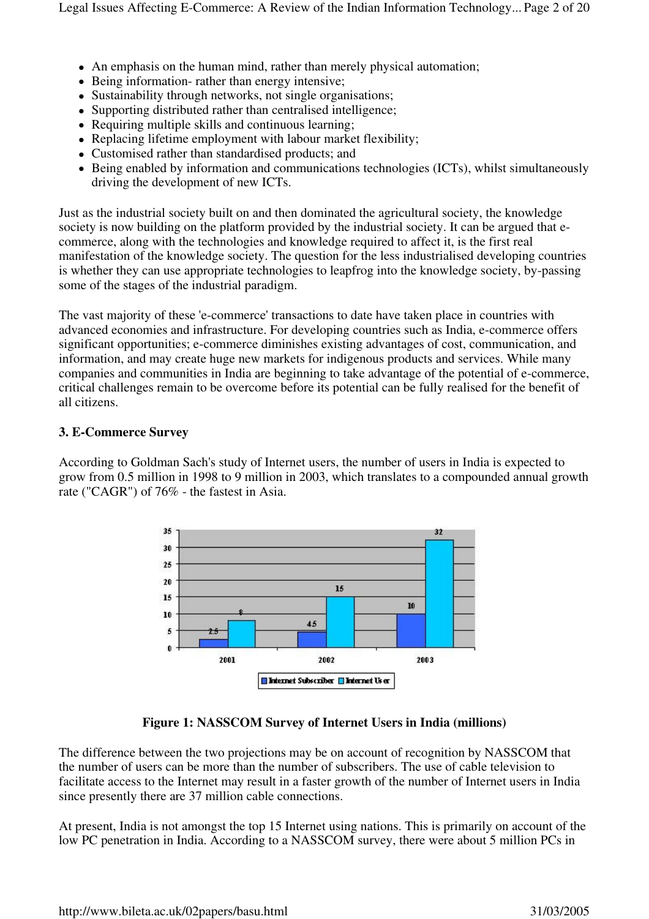- An emphasis on the human mind, rather than merely physical automation;
- Being information- rather than energy intensive;
- Sustainability through networks, not single organisations;
- Supporting distributed rather than centralised intelligence;
- Requiring multiple skills and continuous learning;
- Replacing lifetime employment with labour market flexibility;
- Customised rather than standardised products; and
- Being enabled by information and communications technologies (ICTs), whilst simultaneously driving the development of new ICTs.

Just as the industrial society built on and then dominated the agricultural society, the knowledge society is now building on the platform provided by the industrial society. It can be argued that e-commerce, along with the technologies and knowledge required to affect it, is the first real manifestation of the knowledge society. The question for the less industrialised developing countries is whether they can use appropriate technologies to leapfrog into the knowledge society, by-passing some of the stages of the industrial paradigm.

The vast majority of these 'e-commerce' transactions to date have taken place in countries with advanced economies and infrastructure. For developing countries such as India, e-commerce offers significant opportunities; e-commerce diminishes existing advantages of cost, communication, and information, and may create huge new markets for indigenous products and services. While many companies and communities in India are beginning to take advantage of the potential of e-commerce, critical challenges remain to be overcome before its potential can be fully realised for the benefit of all citizens.

**3. E-Commerce Survey**

According to Goldman Sach's study of Internet users, the number of users in India is expected to grow from 0.5 million in 1998 to 9 million in 2003, which translates to a compounded annual growth rate ("CAGR") of 76% - the fastest in Asia.

| Year | Internet Subscriber | Internet User |
|---|---|---|
| 2001 | 2.5 | 8 |
| 2002 | 4.5 | 15 |
| 2003 | 10 | 32 |

**Figure 1: NASSCOM Survey of Internet Users in India (millions)**

The difference between the two projections may be on account of recognition by NASSCOM that the number of users can be more than the number of subscribers. The use of cable television to facilitate access to the Internet may result in a faster growth of the number of Internet users in India since presently there are 37 million cable connections.

At present, India is not amongst the top 15 Internet using nations. This is primarily on account of the low PC penetration in India. According to a NASSCOM survey, there were about 5 million PCs in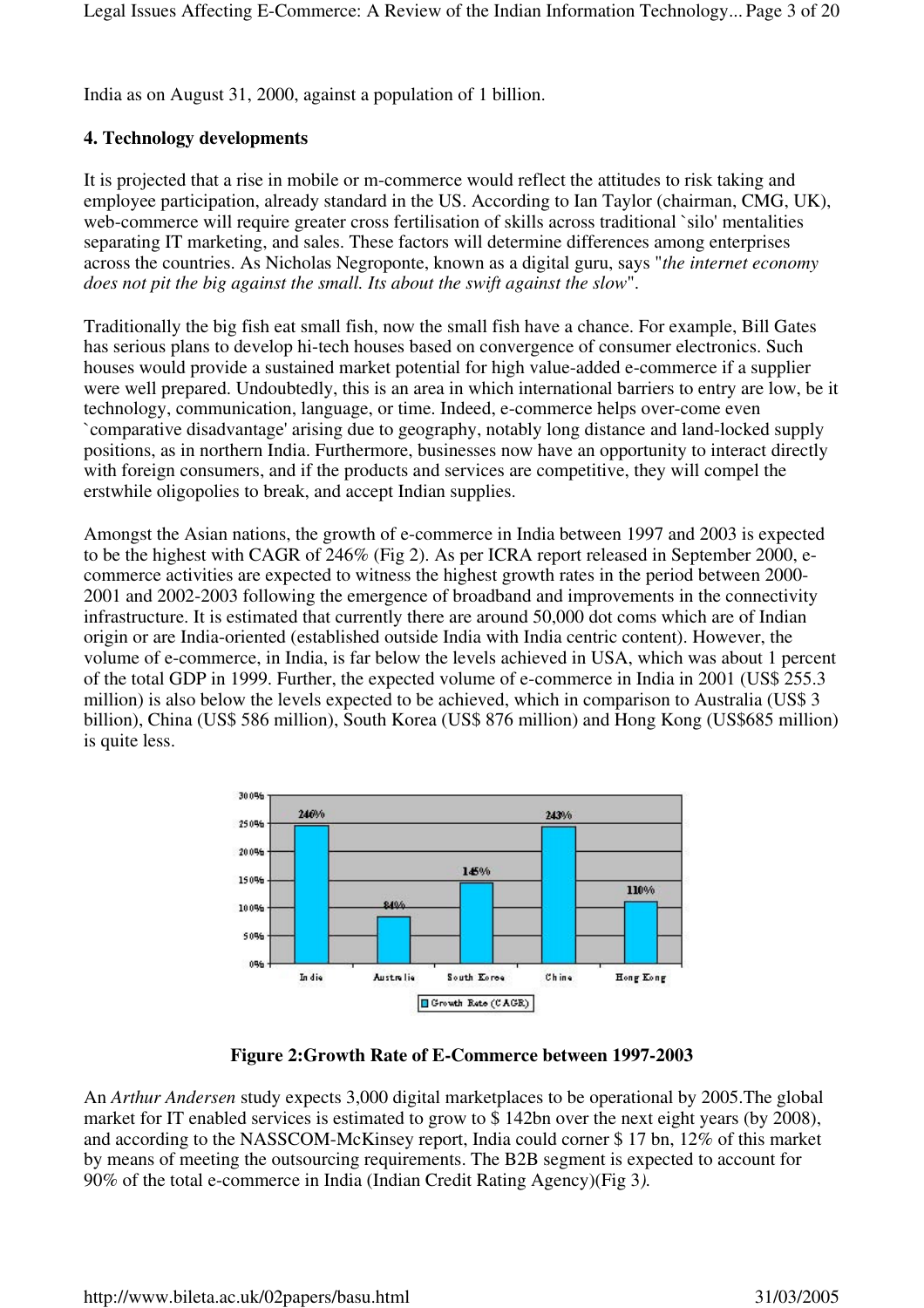India as on August 31, 2000, against a population of 1 billion.

### 4. Technology developments

It is projected that a rise in mobile or m-commerce would reflect the attitudes to risk taking and employee participation, already standard in the US. According to Ian Taylor (chairman, CMG, UK), web-commerce will require greater cross fertilisation of skills across traditional `silo' mentalities separating IT marketing, and sales. These factors will determine differences among enterprises across the countries. As Nicholas Negroponte, known as a digital guru, says "*the internet economy does not pit the big against the small. Its about the swift against the slow*".

Traditionally the big fish eat small fish, now the small fish have a chance. For example, Bill Gates has serious plans to develop hi-tech houses based on convergence of consumer electronics. Such houses would provide a sustained market potential for high value-added e-commerce if a supplier were well prepared. Undoubtedly, this is an area in which international barriers to entry are low, be it technology, communication, language, or time. Indeed, e-commerce helps over-come even `comparative disadvantage' arising due to geography, notably long distance and land-locked supply positions, as in northern India. Furthermore, businesses now have an opportunity to interact directly with foreign consumers, and if the products and services are competitive, they will compel the erstwhile oligopolies to break, and accept Indian supplies.

Amongst the Asian nations, the growth of e-commerce in India between 1997 and 2003 is expected to be the highest with CAGR of 246% (Fig 2). As per ICRA report released in September 2000, e-commerce activities are expected to witness the highest growth rates in the period between 2000-2001 and 2002-2003 following the emergence of broadband and improvements in the connectivity infrastructure. It is estimated that currently there are around 50,000 dot coms which are of Indian origin or are India-oriented (established outside India with India centric content). However, the volume of e-commerce, in India, is far below the levels achieved in USA, which was about 1 percent of the total GDP in 1999. Further, the expected volume of e-commerce in India in 2001 (US$ 255.3 million) is also below the levels expected to be achieved, which in comparison to Australia (US$ 3 billion), China (US$ 586 million), South Korea (US$ 876 million) and Hong Kong (US$685 million) is quite less.

| | India | Australia | South Korea | China | Hong Kong |
|---|---|---|---|---|---|
| Growth Rate (CAGR) | 246% | 84% | 145% | 243% | 110% |

**Figure 2:Growth Rate of E-Commerce between 1997-2003**

An *Arthur Andersen* study expects 3,000 digital marketplaces to be operational by 2005.The global market for IT enabled services is estimated to grow to $ 142bn over the next eight years (by 2008), and according to the NASSCOM-McKinsey report, India could corner $ 17 bn, 12% of this market by means of meeting the outsourcing requirements. The B2B segment is expected to account for 90% of the total e-commerce in India (Indian Credit Rating Agency)(Fig 3*).*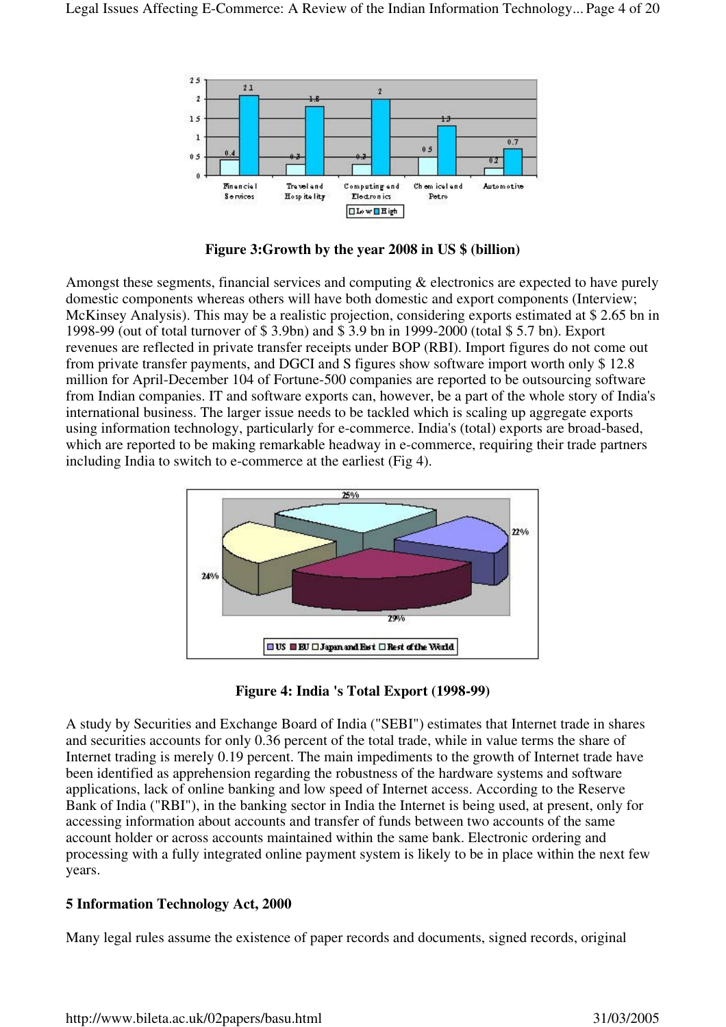Figure 3:Growth by the year 2008 in US $ (billion)

Amongst these segments, financial services and computing & electronics are expected to have purely domestic components whereas others will have both domestic and export components (Interview; McKinsey Analysis). This may be a realistic projection, considering exports estimated at $ 2.65 bn in 1998-99 (out of total turnover of $ 3.9bn) and $ 3.9 bn in 1999-2000 (total $ 5.7 bn). Export revenues are reflected in private transfer receipts under BOP (RBI). Import figures do not come out from private transfer payments, and DGCI and S figures show software import worth only $ 12.8 million for April-December 104 of Fortune-500 companies are reported to be outsourcing software from Indian companies. IT and software exports can, however, be a part of the whole story of India's international business. The larger issue needs to be tackled which is scaling up aggregate exports using information technology, particularly for e-commerce. India's (total) exports are broad-based, which are reported to be making remarkable headway in e-commerce, requiring their trade partners including India to switch to e-commerce at the earliest (Fig 4).

Figure 4: India 's Total Export (1998-99)

A study by Securities and Exchange Board of India ("SEBI") estimates that Internet trade in shares and securities accounts for only 0.36 percent of the total trade, while in value terms the share of Internet trading is merely 0.19 percent. The main impediments to the growth of Internet trade have been identified as apprehension regarding the robustness of the hardware systems and software applications, lack of online banking and low speed of Internet access. According to the Reserve Bank of India ("RBI"), in the banking sector in India the Internet is being used, at present, only for accessing information about accounts and transfer of funds between two accounts of the same account holder or across accounts maintained within the same bank. Electronic ordering and processing with a fully integrated online payment system is likely to be in place within the next few years.

## 5 Information Technology Act, 2000

Many legal rules assume the existence of paper records and documents, signed records, original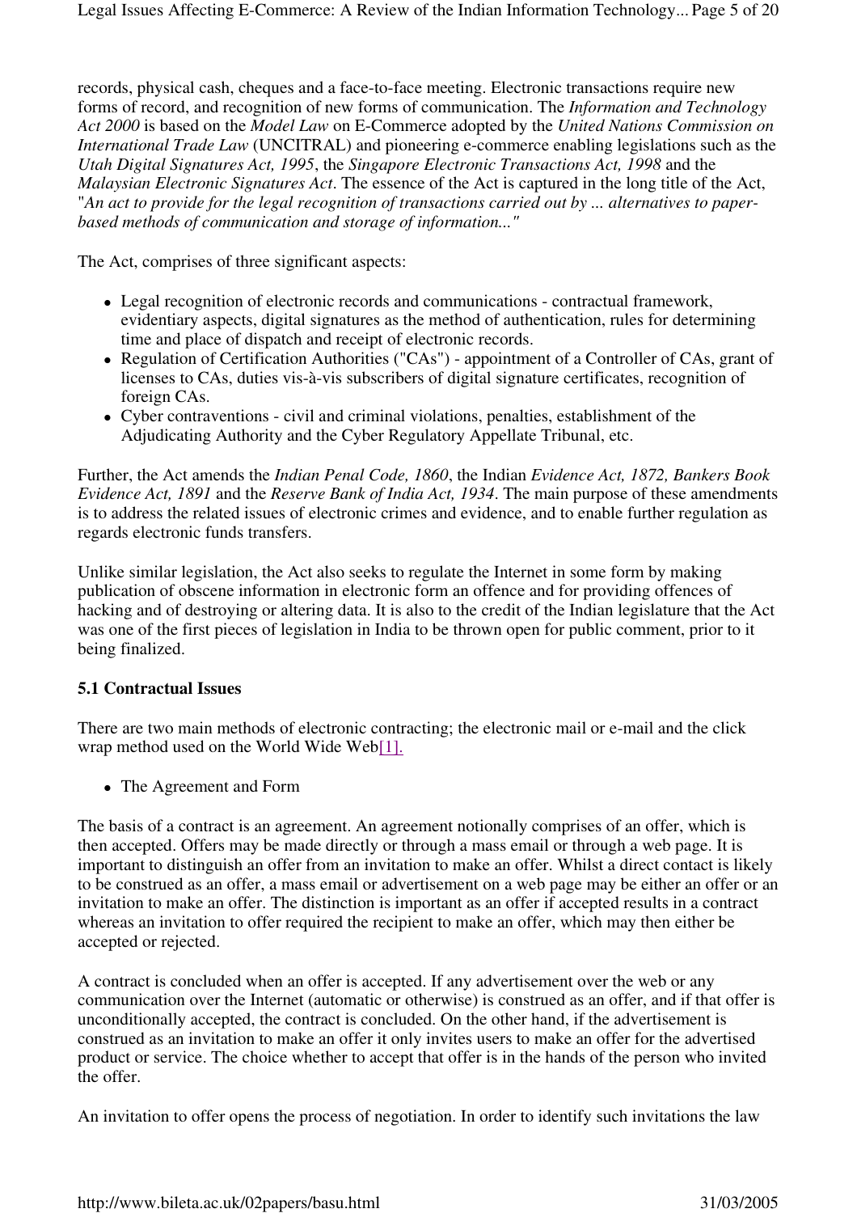records, physical cash, cheques and a face-to-face meeting. Electronic transactions require new forms of record, and recognition of new forms of communication. The *Information and Technology Act 2000* is based on the *Model Law* on E-Commerce adopted by the *United Nations Commission on International Trade Law* (UNCITRAL) and pioneering e-commerce enabling legislations such as the *Utah Digital Signatures Act, 1995*, the *Singapore Electronic Transactions Act, 1998* and the *Malaysian Electronic Signatures Act*. The essence of the Act is captured in the long title of the Act, "*An act to provide for the legal recognition of transactions carried out by ... alternatives to paper-based methods of communication and storage of information...*"

The Act, comprises of three significant aspects:

- Legal recognition of electronic records and communications - contractual framework, evidentiary aspects, digital signatures as the method of authentication, rules for determining time and place of dispatch and receipt of electronic records.
- Regulation of Certification Authorities ("CAs") - appointment of a Controller of CAs, grant of licenses to CAs, duties vis-à-vis subscribers of digital signature certificates, recognition of foreign CAs.
- Cyber contraventions - civil and criminal violations, penalties, establishment of the Adjudicating Authority and the Cyber Regulatory Appellate Tribunal, etc.

Further, the Act amends the *Indian Penal Code, 1860*, the Indian *Evidence Act, 1872, Bankers Book Evidence Act, 1891* and the *Reserve Bank of India Act, 1934*. The main purpose of these amendments is to address the related issues of electronic crimes and evidence, and to enable further regulation as regards electronic funds transfers.

Unlike similar legislation, the Act also seeks to regulate the Internet in some form by making publication of obscene information in electronic form an offence and for providing offences of hacking and of destroying or altering data. It is also to the credit of the Indian legislature that the Act was one of the first pieces of legislation in India to be thrown open for public comment, prior to it being finalized.

### 5.1 Contractual Issues

There are two main methods of electronic contracting; the electronic mail or e-mail and the click wrap method used on the World Wide Web[1].

- The Agreement and Form

The basis of a contract is an agreement. An agreement notionally comprises of an offer, which is then accepted. Offers may be made directly or through a mass email or through a web page. It is important to distinguish an offer from an invitation to make an offer. Whilst a direct contact is likely to be construed as an offer, a mass email or advertisement on a web page may be either an offer or an invitation to make an offer. The distinction is important as an offer if accepted results in a contract whereas an invitation to offer required the recipient to make an offer, which may then either be accepted or rejected.

A contract is concluded when an offer is accepted. If any advertisement over the web or any communication over the Internet (automatic or otherwise) is construed as an offer, and if that offer is unconditionally accepted, the contract is concluded. On the other hand, if the advertisement is construed as an invitation to make an offer it only invites users to make an offer for the advertised product or service. The choice whether to accept that offer is in the hands of the person who invited the offer.

An invitation to offer opens the process of negotiation. In order to identify such invitations the law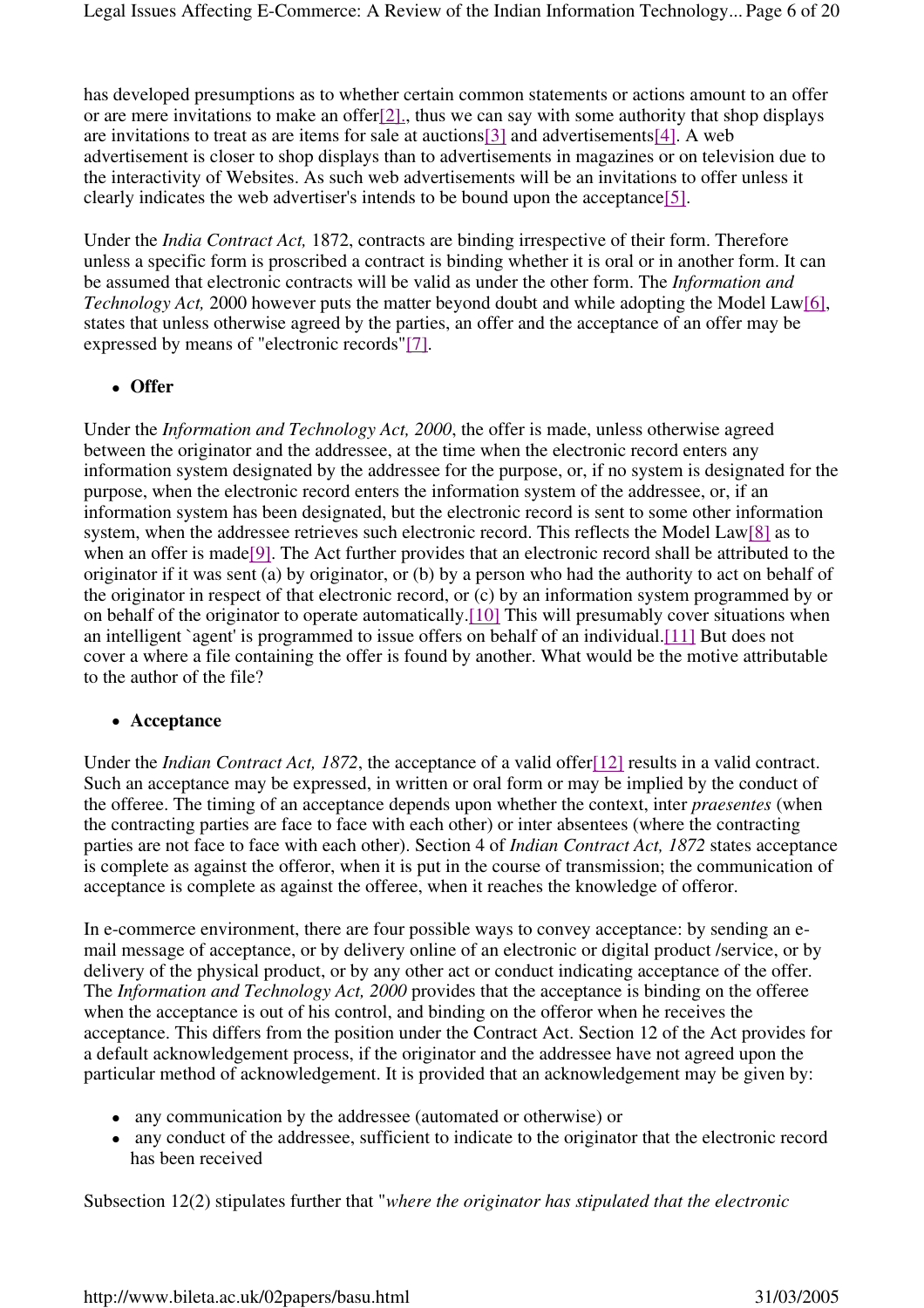has developed presumptions as to whether certain common statements or actions amount to an offer or are mere invitations to make an offer[2]., thus we can say with some authority that shop displays are invitations to treat as are items for sale at auctions[3] and advertisements[4]. A web advertisement is closer to shop displays than to advertisements in magazines or on television due to the interactivity of Websites. As such web advertisements will be an invitations to offer unless it clearly indicates the web advertiser's intends to be bound upon the acceptance[5].

Under the *India Contract Act,* 1872, contracts are binding irrespective of their form. Therefore unless a specific form is proscribed a contract is binding whether it is oral or in another form. It can be assumed that electronic contracts will be valid as under the other form. The *Information and Technology Act,* 2000 however puts the matter beyond doubt and while adopting the Model Law[6], states that unless otherwise agreed by the parties, an offer and the acceptance of an offer may be expressed by means of "electronic records"[7].

- **Offer**

Under the *Information and Technology Act, 2000*, the offer is made, unless otherwise agreed between the originator and the addressee, at the time when the electronic record enters any information system designated by the addressee for the purpose, or, if no system is designated for the purpose, when the electronic record enters the information system of the addressee, or, if an information system has been designated, but the electronic record is sent to some other information system, when the addressee retrieves such electronic record. This reflects the Model Law[8] as to when an offer is made[9]. The Act further provides that an electronic record shall be attributed to the originator if it was sent (a) by originator, or (b) by a person who had the authority to act on behalf of the originator in respect of that electronic record, or (c) by an information system programmed by or on behalf of the originator to operate automatically.[10] This will presumably cover situations when an intelligent `agent' is programmed to issue offers on behalf of an individual.[11] But does not cover a where a file containing the offer is found by another. What would be the motive attributable to the author of the file?

- **Acceptance**

Under the *Indian Contract Act, 1872*, the acceptance of a valid offer[12] results in a valid contract. Such an acceptance may be expressed, in written or oral form or may be implied by the conduct of the offeree. The timing of an acceptance depends upon whether the context, inter *praesentes* (when the contracting parties are face to face with each other) or inter absentees (where the contracting parties are not face to face with each other). Section 4 of *Indian Contract Act, 1872* states acceptance is complete as against the offeror, when it is put in the course of transmission; the communication of acceptance is complete as against the offeree, when it reaches the knowledge of offeror.

In e-commerce environment, there are four possible ways to convey acceptance: by sending an e-mail message of acceptance, or by delivery online of an electronic or digital product /service, or by delivery of the physical product, or by any other act or conduct indicating acceptance of the offer. The *Information and Technology Act, 2000* provides that the acceptance is binding on the offeree when the acceptance is out of his control, and binding on the offeror when he receives the acceptance. This differs from the position under the Contract Act. Section 12 of the Act provides for a default acknowledgement process, if the originator and the addressee have not agreed upon the particular method of acknowledgement. It is provided that an acknowledgement may be given by:

- any communication by the addressee (automated or otherwise) or
- any conduct of the addressee, sufficient to indicate to the originator that the electronic record has been received

Subsection 12(2) stipulates further that "*where the originator has stipulated that the electronic*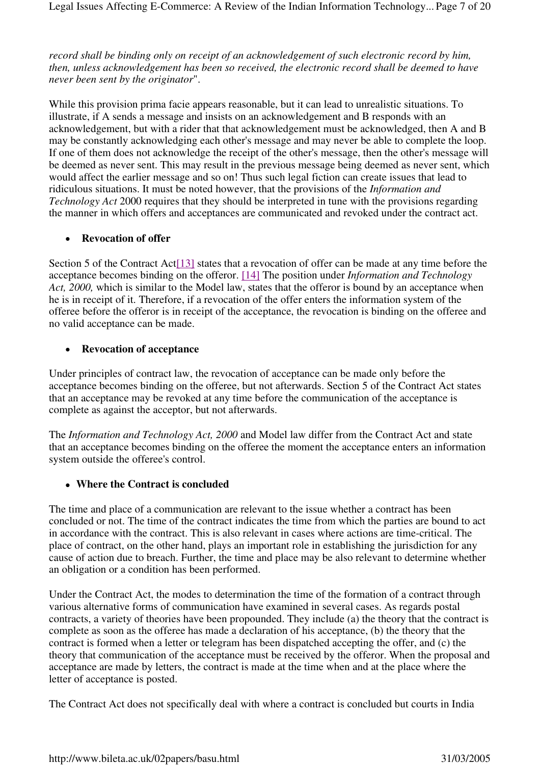*record shall be binding only on receipt of an acknowledgement of such electronic record by him, then, unless acknowledgement has been so received, the electronic record shall be deemed to have never been sent by the originator*".

While this provision prima facie appears reasonable, but it can lead to unrealistic situations. To illustrate, if A sends a message and insists on an acknowledgement and B responds with an acknowledgement, but with a rider that that acknowledgement must be acknowledged, then A and B may be constantly acknowledging each other's message and may never be able to complete the loop. If one of them does not acknowledge the receipt of the other's message, then the other's message will be deemed as never sent. This may result in the previous message being deemed as never sent, which would affect the earlier message and so on! Thus such legal fiction can create issues that lead to ridiculous situations. It must be noted however, that the provisions of the *Information and Technology Act* 2000 requires that they should be interpreted in tune with the provisions regarding the manner in which offers and acceptances are communicated and revoked under the contract act.

- **Revocation of offer**

Section 5 of the Contract Act[13] states that a revocation of offer can be made at any time before the acceptance becomes binding on the offeror. [14] The position under *Information and Technology Act, 2000,* which is similar to the Model law, states that the offeror is bound by an acceptance when he is in receipt of it. Therefore, if a revocation of the offer enters the information system of the offeree before the offeror is in receipt of the acceptance, the revocation is binding on the offeree and no valid acceptance can be made.

- **Revocation of acceptance**

Under principles of contract law, the revocation of acceptance can be made only before the acceptance becomes binding on the offeree, but not afterwards. Section 5 of the Contract Act states that an acceptance may be revoked at any time before the communication of the acceptance is complete as against the acceptor, but not afterwards.

The *Information and Technology Act, 2000* and Model law differ from the Contract Act and state that an acceptance becomes binding on the offeree the moment the acceptance enters an information system outside the offeree's control.

- **Where the Contract is concluded**

The time and place of a communication are relevant to the issue whether a contract has been concluded or not. The time of the contract indicates the time from which the parties are bound to act in accordance with the contract. This is also relevant in cases where actions are time-critical. The place of contract, on the other hand, plays an important role in establishing the jurisdiction for any cause of action due to breach. Further, the time and place may be also relevant to determine whether an obligation or a condition has been performed.

Under the Contract Act, the modes to determination the time of the formation of a contract through various alternative forms of communication have examined in several cases. As regards postal contracts, a variety of theories have been propounded. They include (a) the theory that the contract is complete as soon as the offeree has made a declaration of his acceptance, (b) the theory that the contract is formed when a letter or telegram has been dispatched accepting the offer, and (c) the theory that communication of the acceptance must be received by the offeror. When the proposal and acceptance are made by letters, the contract is made at the time when and at the place where the letter of acceptance is posted.

The Contract Act does not specifically deal with where a contract is concluded but courts in India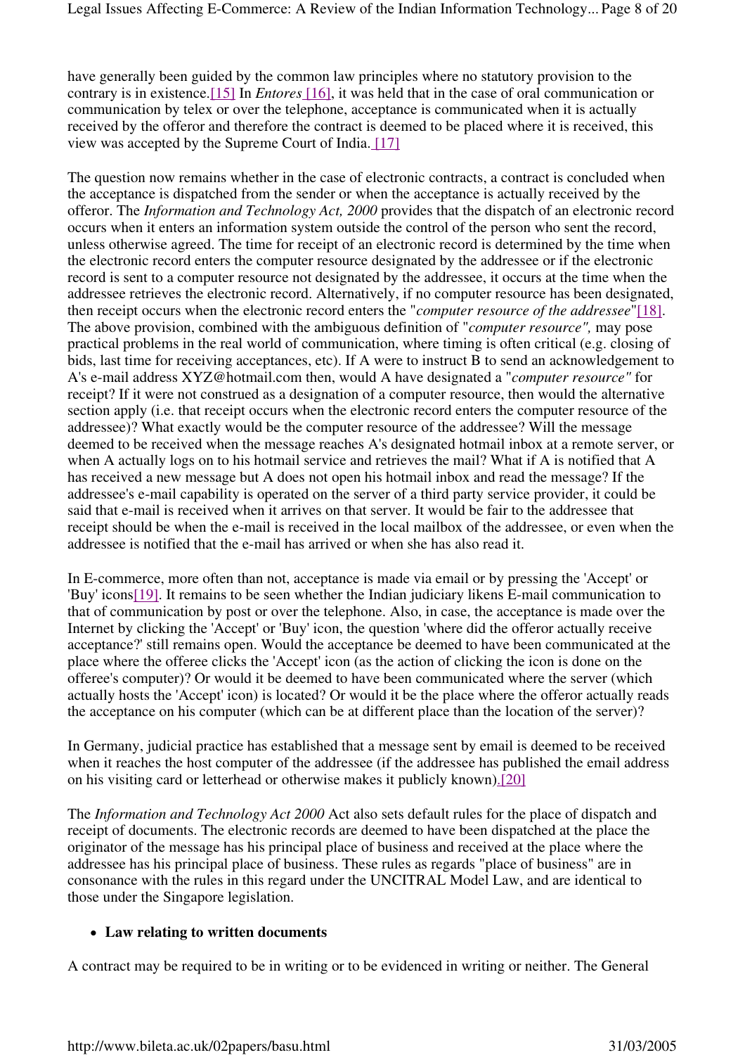have generally been guided by the common law principles where no statutory provision to the contrary is in existence.[15] In *Entores* [16], it was held that in the case of oral communication or communication by telex or over the telephone, acceptance is communicated when it is actually received by the offeror and therefore the contract is deemed to be placed where it is received, this view was accepted by the Supreme Court of India. [17]

The question now remains whether in the case of electronic contracts, a contract is concluded when the acceptance is dispatched from the sender or when the acceptance is actually received by the offeror. The *Information and Technology Act, 2000* provides that the dispatch of an electronic record occurs when it enters an information system outside the control of the person who sent the record, unless otherwise agreed. The time for receipt of an electronic record is determined by the time when the electronic record enters the computer resource designated by the addressee or if the electronic record is sent to a computer resource not designated by the addressee, it occurs at the time when the addressee retrieves the electronic record. Alternatively, if no computer resource has been designated, then receipt occurs when the electronic record enters the "*computer resource of the addressee*"[18]. The above provision, combined with the ambiguous definition of "*computer resource",* may pose practical problems in the real world of communication, where timing is often critical (e.g. closing of bids, last time for receiving acceptances, etc). If A were to instruct B to send an acknowledgement to A's e-mail address XYZ@hotmail.com then, would A have designated a "*computer resource"* for receipt? If it were not construed as a designation of a computer resource, then would the alternative section apply (i.e. that receipt occurs when the electronic record enters the computer resource of the addressee)? What exactly would be the computer resource of the addressee? Will the message deemed to be received when the message reaches A's designated hotmail inbox at a remote server, or when A actually logs on to his hotmail service and retrieves the mail? What if A is notified that A has received a new message but A does not open his hotmail inbox and read the message? If the addressee's e-mail capability is operated on the server of a third party service provider, it could be said that e-mail is received when it arrives on that server. It would be fair to the addressee that receipt should be when the e-mail is received in the local mailbox of the addressee, or even when the addressee is notified that the e-mail has arrived or when she has also read it.

In E-commerce, more often than not, acceptance is made via email or by pressing the 'Accept' or 'Buy' icons[19]. It remains to be seen whether the Indian judiciary likens E-mail communication to that of communication by post or over the telephone. Also, in case, the acceptance is made over the Internet by clicking the 'Accept' or 'Buy' icon, the question 'where did the offeror actually receive acceptance?' still remains open. Would the acceptance be deemed to have been communicated at the place where the offeree clicks the 'Accept' icon (as the action of clicking the icon is done on the offeree's computer)? Or would it be deemed to have been communicated where the server (which actually hosts the 'Accept' icon) is located? Or would it be the place where the offeror actually reads the acceptance on his computer (which can be at different place than the location of the server)?

In Germany, judicial practice has established that a message sent by email is deemed to be received when it reaches the host computer of the addressee (if the addressee has published the email address on his visiting card or letterhead or otherwise makes it publicly known).[20]

The *Information and Technology Act 2000* Act also sets default rules for the place of dispatch and receipt of documents. The electronic records are deemed to have been dispatched at the place the originator of the message has his principal place of business and received at the place where the addressee has his principal place of business. These rules as regards "place of business" are in consonance with the rules in this regard under the UNCITRAL Model Law, and are identical to those under the Singapore legislation.

- **Law relating to written documents**

A contract may be required to be in writing or to be evidenced in writing or neither. The General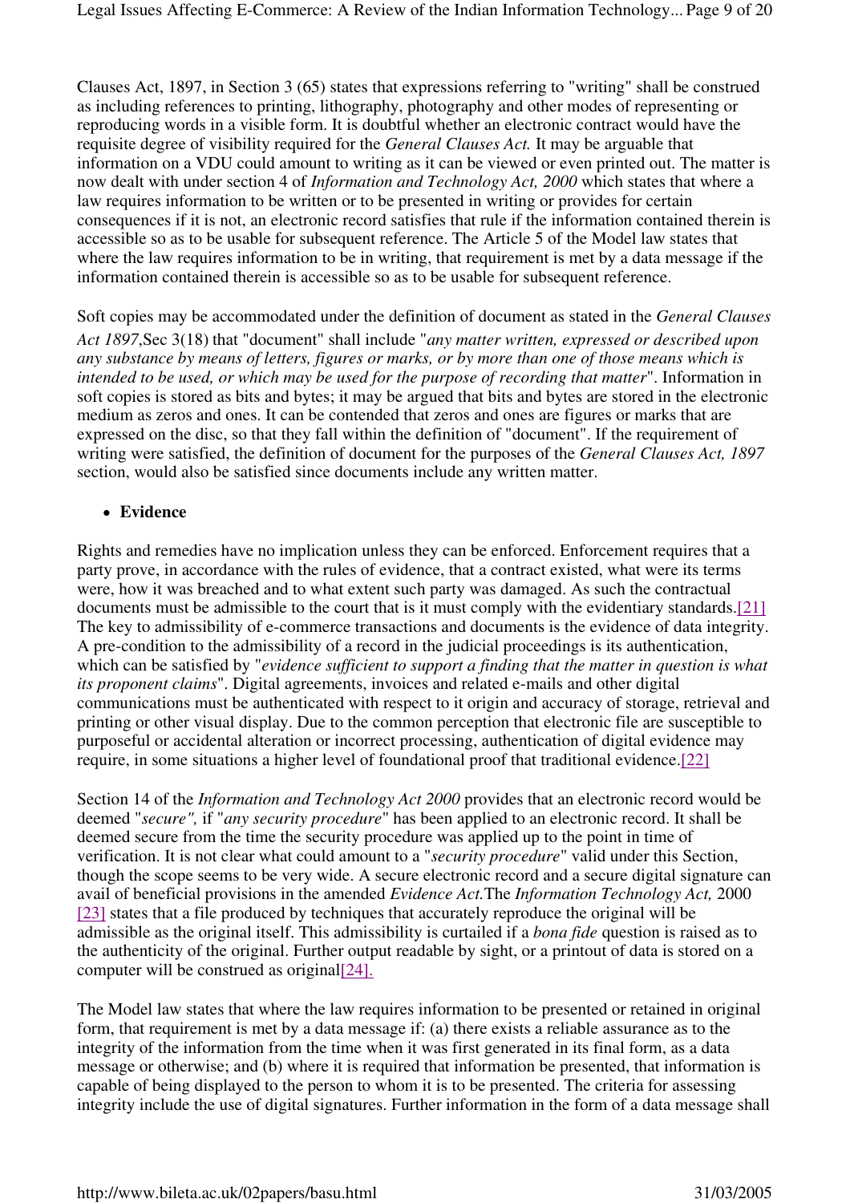Clauses Act, 1897, in Section 3 (65) states that expressions referring to "writing" shall be construed as including references to printing, lithography, photography and other modes of representing or reproducing words in a visible form. It is doubtful whether an electronic contract would have the requisite degree of visibility required for the *General Clauses Act.* It may be arguable that information on a VDU could amount to writing as it can be viewed or even printed out. The matter is now dealt with under section 4 of *Information and Technology Act, 2000* which states that where a law requires information to be written or to be presented in writing or provides for certain consequences if it is not, an electronic record satisfies that rule if the information contained therein is accessible so as to be usable for subsequent reference. The Article 5 of the Model law states that where the law requires information to be in writing, that requirement is met by a data message if the information contained therein is accessible so as to be usable for subsequent reference.

Soft copies may be accommodated under the definition of document as stated in the *General Clauses Act 1897*,Sec 3(18) that "document" shall include "*any matter written, expressed or described upon any substance by means of letters, figures or marks, or by more than one of those means which is intended to be used, or which may be used for the purpose of recording that matter*". Information in soft copies is stored as bits and bytes; it may be argued that bits and bytes are stored in the electronic medium as zeros and ones. It can be contended that zeros and ones are figures or marks that are expressed on the disc, so that they fall within the definition of "document". If the requirement of writing were satisfied, the definition of document for the purposes of the *General Clauses Act, 1897* section, would also be satisfied since documents include any written matter.

- **Evidence**

Rights and remedies have no implication unless they can be enforced. Enforcement requires that a party prove, in accordance with the rules of evidence, that a contract existed, what were its terms were, how it was breached and to what extent such party was damaged. As such the contractual documents must be admissible to the court that is it must comply with the evidentiary standards.[21] The key to admissibility of e-commerce transactions and documents is the evidence of data integrity. A pre-condition to the admissibility of a record in the judicial proceedings is its authentication, which can be satisfied by "*evidence sufficient to support a finding that the matter in question is what its proponent claims*". Digital agreements, invoices and related e-mails and other digital communications must be authenticated with respect to it origin and accuracy of storage, retrieval and printing or other visual display. Due to the common perception that electronic file are susceptible to purposeful or accidental alteration or incorrect processing, authentication of digital evidence may require, in some situations a higher level of foundational proof that traditional evidence.[22]

Section 14 of the *Information and Technology Act 2000* provides that an electronic record would be deemed "*secure",* if "*any security procedure*" has been applied to an electronic record. It shall be deemed secure from the time the security procedure was applied up to the point in time of verification. It is not clear what could amount to a "*security procedure*" valid under this Section, though the scope seems to be very wide. A secure electronic record and a secure digital signature can avail of beneficial provisions in the amended *Evidence Act.*The *Information Technology Act,* 2000 [23] states that a file produced by techniques that accurately reproduce the original will be admissible as the original itself. This admissibility is curtailed if a *bona fide* question is raised as to the authenticity of the original. Further output readable by sight, or a printout of data is stored on a computer will be construed as original[24].

The Model law states that where the law requires information to be presented or retained in original form, that requirement is met by a data message if: (a) there exists a reliable assurance as to the integrity of the information from the time when it was first generated in its final form, as a data message or otherwise; and (b) where it is required that information be presented, that information is capable of being displayed to the person to whom it is to be presented. The criteria for assessing integrity include the use of digital signatures. Further information in the form of a data message shall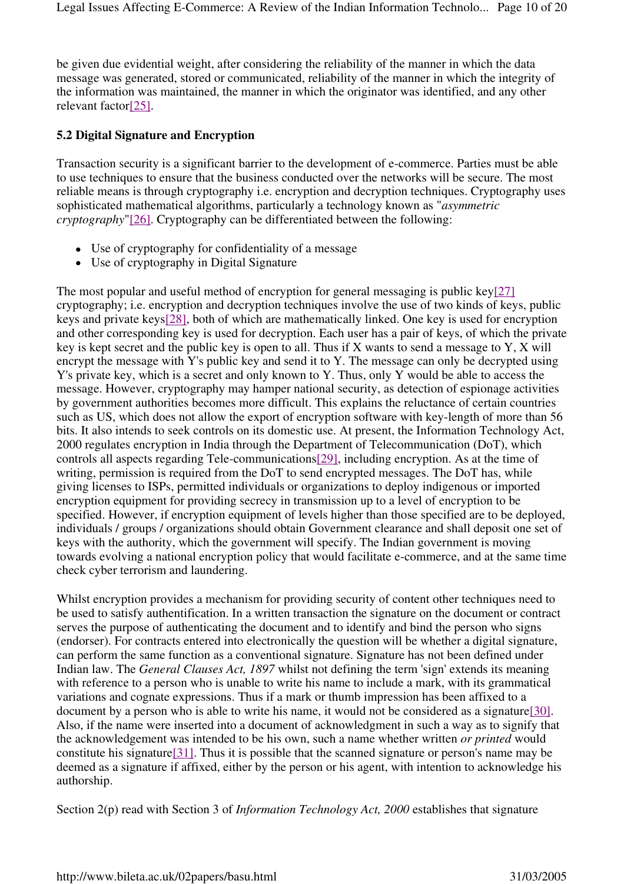be given due evidential weight, after considering the reliability of the manner in which the data message was generated, stored or communicated, reliability of the manner in which the integrity of the information was maintained, the manner in which the originator was identified, and any other relevant factor[25].

### 5.2 Digital Signature and Encryption

Transaction security is a significant barrier to the development of e-commerce. Parties must be able to use techniques to ensure that the business conducted over the networks will be secure. The most reliable means is through cryptography i.e. encryption and decryption techniques. Cryptography uses sophisticated mathematical algorithms, particularly a technology known as "*asymmetric cryptography*"[26]. Cryptography can be differentiated between the following:

- Use of cryptography for confidentiality of a message
- Use of cryptography in Digital Signature

The most popular and useful method of encryption for general messaging is public key[27] cryptography; i.e. encryption and decryption techniques involve the use of two kinds of keys, public keys and private keys[28], both of which are mathematically linked. One key is used for encryption and other corresponding key is used for decryption. Each user has a pair of keys, of which the private key is kept secret and the public key is open to all. Thus if X wants to send a message to Y, X will encrypt the message with Y's public key and send it to Y. The message can only be decrypted using Y's private key, which is a secret and only known to Y. Thus, only Y would be able to access the message. However, cryptography may hamper national security, as detection of espionage activities by government authorities becomes more difficult. This explains the reluctance of certain countries such as US, which does not allow the export of encryption software with key-length of more than 56 bits. It also intends to seek controls on its domestic use. At present, the Information Technology Act, 2000 regulates encryption in India through the Department of Telecommunication (DoT), which controls all aspects regarding Tele-communications[29], including encryption. As at the time of writing, permission is required from the DoT to send encrypted messages. The DoT has, while giving licenses to ISPs, permitted individuals or organizations to deploy indigenous or imported encryption equipment for providing secrecy in transmission up to a level of encryption to be specified. However, if encryption equipment of levels higher than those specified are to be deployed, individuals / groups / organizations should obtain Government clearance and shall deposit one set of keys with the authority, which the government will specify. The Indian government is moving towards evolving a national encryption policy that would facilitate e-commerce, and at the same time check cyber terrorism and laundering.

Whilst encryption provides a mechanism for providing security of content other techniques need to be used to satisfy authentification. In a written transaction the signature on the document or contract serves the purpose of authenticating the document and to identify and bind the person who signs (endorser). For contracts entered into electronically the question will be whether a digital signature, can perform the same function as a conventional signature. Signature has not been defined under Indian law. The *General Clauses Act, 1897* whilst not defining the term 'sign' extends its meaning with reference to a person who is unable to write his name to include a mark, with its grammatical variations and cognate expressions. Thus if a mark or thumb impression has been affixed to a document by a person who is able to write his name, it would not be considered as a signature[30]. Also, if the name were inserted into a document of acknowledgment in such a way as to signify that the acknowledgement was intended to be his own, such a name whether written *or printed* would constitute his signature[31]. Thus it is possible that the scanned signature or person's name may be deemed as a signature if affixed, either by the person or his agent, with intention to acknowledge his authorship.

Section 2(p) read with Section 3 of *Information Technology Act, 2000* establishes that signature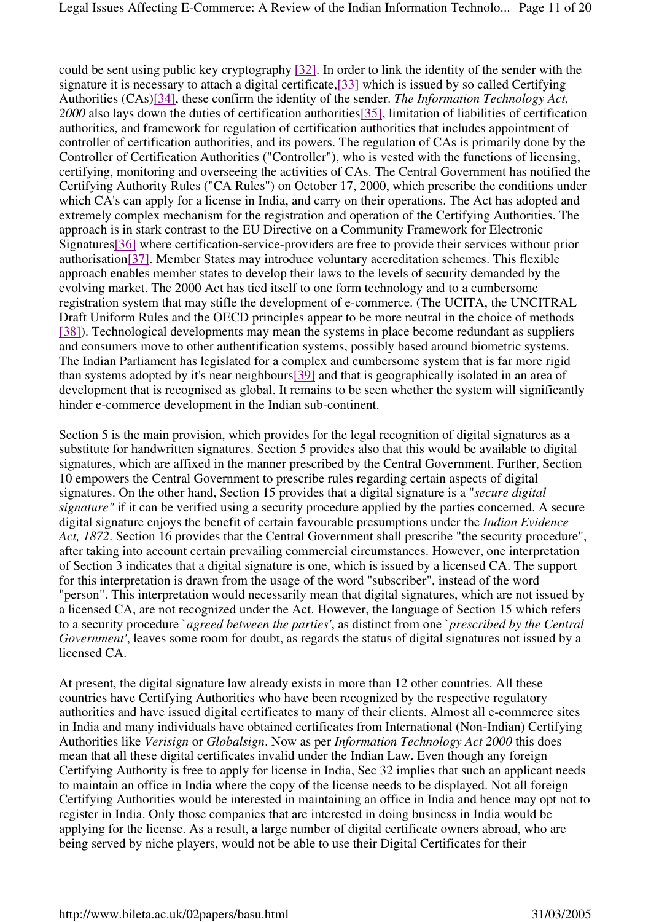could be sent using public key cryptography [32]. In order to link the identity of the sender with the signature it is necessary to attach a digital certificate,[33] which is issued by so called Certifying Authorities (CAs)[34], these confirm the identity of the sender. *The Information Technology Act, 2000* also lays down the duties of certification authorities[35], limitation of liabilities of certification authorities, and framework for regulation of certification authorities that includes appointment of controller of certification authorities, and its powers. The regulation of CAs is primarily done by the Controller of Certification Authorities ("Controller"), who is vested with the functions of licensing, certifying, monitoring and overseeing the activities of CAs. The Central Government has notified the Certifying Authority Rules ("CA Rules") on October 17, 2000, which prescribe the conditions under which CA's can apply for a license in India, and carry on their operations. The Act has adopted and extremely complex mechanism for the registration and operation of the Certifying Authorities. The approach is in stark contrast to the EU Directive on a Community Framework for Electronic Signatures[36] where certification-service-providers are free to provide their services without prior authorisation[37]. Member States may introduce voluntary accreditation schemes. This flexible approach enables member states to develop their laws to the levels of security demanded by the evolving market. The 2000 Act has tied itself to one form technology and to a cumbersome registration system that may stifle the development of e-commerce. (The UCITA, the UNCITRAL Draft Uniform Rules and the OECD principles appear to be more neutral in the choice of methods [38]). Technological developments may mean the systems in place become redundant as suppliers and consumers move to other authentification systems, possibly based around biometric systems. The Indian Parliament has legislated for a complex and cumbersome system that is far more rigid than systems adopted by it's near neighbours[39] and that is geographically isolated in an area of development that is recognised as global. It remains to be seen whether the system will significantly hinder e-commerce development in the Indian sub-continent.

Section 5 is the main provision, which provides for the legal recognition of digital signatures as a substitute for handwritten signatures. Section 5 provides also that this would be available to digital signatures, which are affixed in the manner prescribed by the Central Government. Further, Section 10 empowers the Central Government to prescribe rules regarding certain aspects of digital signatures. On the other hand, Section 15 provides that a digital signature is a "*secure digital signature"* if it can be verified using a security procedure applied by the parties concerned. A secure digital signature enjoys the benefit of certain favourable presumptions under the *Indian Evidence Act, 1872*. Section 16 provides that the Central Government shall prescribe "the security procedure", after taking into account certain prevailing commercial circumstances. However, one interpretation of Section 3 indicates that a digital signature is one, which is issued by a licensed CA. The support for this interpretation is drawn from the usage of the word "subscriber", instead of the word "person". This interpretation would necessarily mean that digital signatures, which are not issued by a licensed CA, are not recognized under the Act. However, the language of Section 15 which refers to a security procedure `*agreed between the parties'*, as distinct from one `*prescribed by the Central Government'*, leaves some room for doubt, as regards the status of digital signatures not issued by a licensed CA.

At present, the digital signature law already exists in more than 12 other countries. All these countries have Certifying Authorities who have been recognized by the respective regulatory authorities and have issued digital certificates to many of their clients. Almost all e-commerce sites in India and many individuals have obtained certificates from International (Non-Indian) Certifying Authorities like *Verisign* or *Globalsign*. Now as per *Information Technology Act 2000* this does mean that all these digital certificates invalid under the Indian Law. Even though any foreign Certifying Authority is free to apply for license in India, Sec 32 implies that such an applicant needs to maintain an office in India where the copy of the license needs to be displayed. Not all foreign Certifying Authorities would be interested in maintaining an office in India and hence may opt not to register in India. Only those companies that are interested in doing business in India would be applying for the license. As a result, a large number of digital certificate owners abroad, who are being served by niche players, would not be able to use their Digital Certificates for their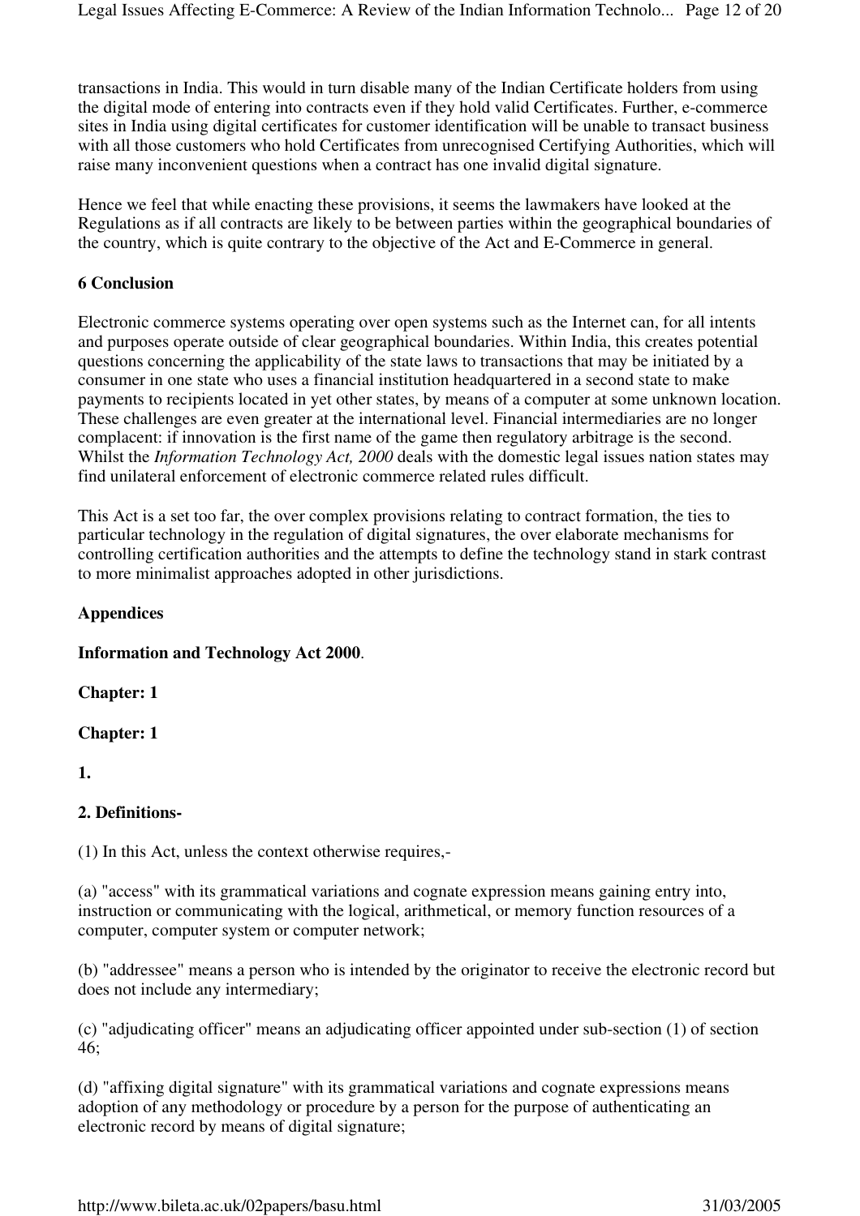transactions in India. This would in turn disable many of the Indian Certificate holders from using the digital mode of entering into contracts even if they hold valid Certificates. Further, e-commerce sites in India using digital certificates for customer identification will be unable to transact business with all those customers who hold Certificates from unrecognised Certifying Authorities, which will raise many inconvenient questions when a contract has one invalid digital signature.

Hence we feel that while enacting these provisions, it seems the lawmakers have looked at the Regulations as if all contracts are likely to be between parties within the geographical boundaries of the country, which is quite contrary to the objective of the Act and E-Commerce in general.

## 6 Conclusion

Electronic commerce systems operating over open systems such as the Internet can, for all intents and purposes operate outside of clear geographical boundaries. Within India, this creates potential questions concerning the applicability of the state laws to transactions that may be initiated by a consumer in one state who uses a financial institution headquartered in a second state to make payments to recipients located in yet other states, by means of a computer at some unknown location. These challenges are even greater at the international level. Financial intermediaries are no longer complacent: if innovation is the first name of the game then regulatory arbitrage is the second. Whilst the *Information Technology Act, 2000* deals with the domestic legal issues nation states may find unilateral enforcement of electronic commerce related rules difficult.

This Act is a set too far, the over complex provisions relating to contract formation, the ties to particular technology in the regulation of digital signatures, the over elaborate mechanisms for controlling certification authorities and the attempts to define the technology stand in stark contrast to more minimalist approaches adopted in other jurisdictions.

## Appendices

**Information and Technology Act 2000**.

**Chapter: 1**

**Chapter: 1**

**1.**

**2. Definitions-**

(1) In this Act, unless the context otherwise requires,-

(a) "access" with its grammatical variations and cognate expression means gaining entry into, instruction or communicating with the logical, arithmetical, or memory function resources of a computer, computer system or computer network;

(b) "addressee" means a person who is intended by the originator to receive the electronic record but does not include any intermediary;

(c) "adjudicating officer" means an adjudicating officer appointed under sub-section (1) of section 46;

(d) "affixing digital signature" with its grammatical variations and cognate expressions means adoption of any methodology or procedure by a person for the purpose of authenticating an electronic record by means of digital signature;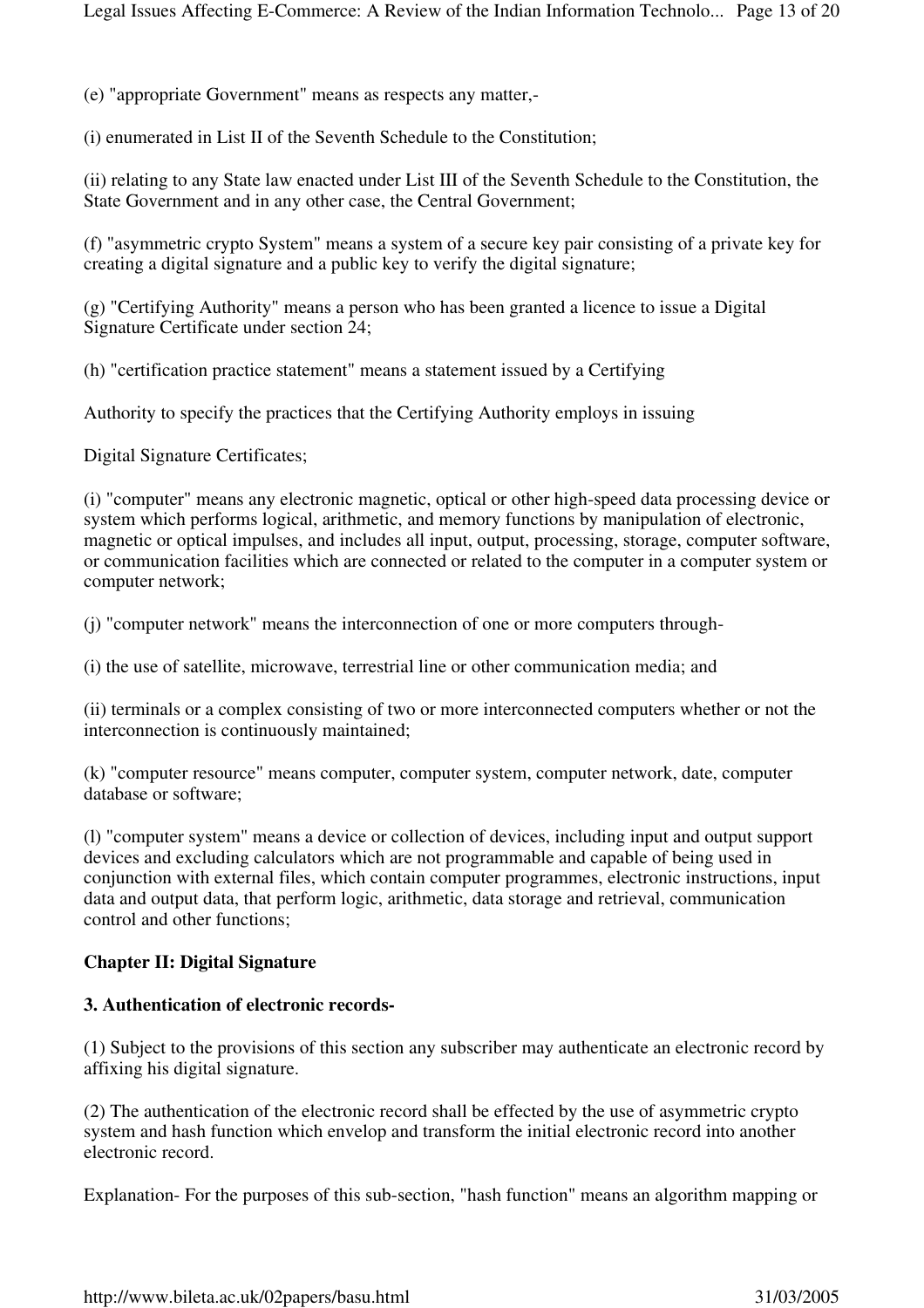(e) "appropriate Government" means as respects any matter,-

(i) enumerated in List II of the Seventh Schedule to the Constitution;

(ii) relating to any State law enacted under List III of the Seventh Schedule to the Constitution, the State Government and in any other case, the Central Government;

(f) "asymmetric crypto System" means a system of a secure key pair consisting of a private key for creating a digital signature and a public key to verify the digital signature;

(g) "Certifying Authority" means a person who has been granted a licence to issue a Digital Signature Certificate under section 24;

(h) "certification practice statement" means a statement issued by a Certifying

Authority to specify the practices that the Certifying Authority employs in issuing

Digital Signature Certificates;

(i) "computer" means any electronic magnetic, optical or other high-speed data processing device or system which performs logical, arithmetic, and memory functions by manipulation of electronic, magnetic or optical impulses, and includes all input, output, processing, storage, computer software, or communication facilities which are connected or related to the computer in a computer system or computer network;

(j) "computer network" means the interconnection of one or more computers through-

(i) the use of satellite, microwave, terrestrial line or other communication media; and

(ii) terminals or a complex consisting of two or more interconnected computers whether or not the interconnection is continuously maintained;

(k) "computer resource" means computer, computer system, computer network, date, computer database or software;

(l) "computer system" means a device or collection of devices, including input and output support devices and excluding calculators which are not programmable and capable of being used in conjunction with external files, which contain computer programmes, electronic instructions, input data and output data, that perform logic, arithmetic, data storage and retrieval, communication control and other functions;

**Chapter II: Digital Signature**

**3. Authentication of electronic records-**

(1) Subject to the provisions of this section any subscriber may authenticate an electronic record by affixing his digital signature.

(2) The authentication of the electronic record shall be effected by the use of asymmetric crypto system and hash function which envelop and transform the initial electronic record into another electronic record.

Explanation- For the purposes of this sub-section, "hash function" means an algorithm mapping or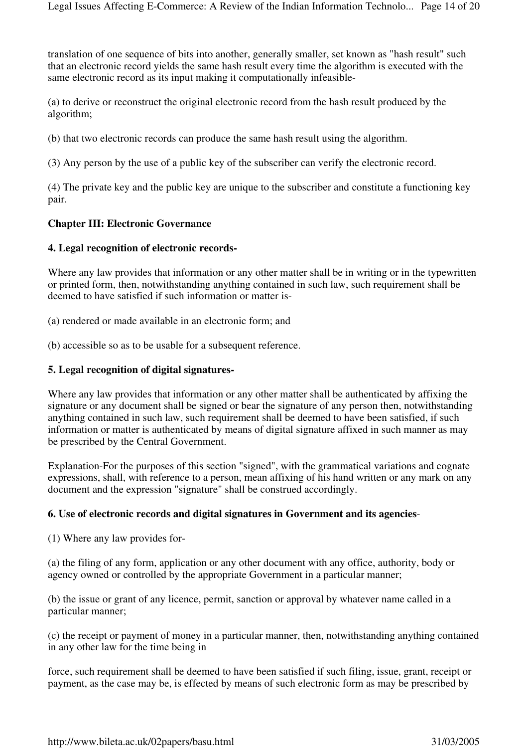translation of one sequence of bits into another, generally smaller, set known as "hash result" such that an electronic record yields the same hash result every time the algorithm is executed with the same electronic record as its input making it computationally infeasible-

(a) to derive or reconstruct the original electronic record from the hash result produced by the algorithm;

(b) that two electronic records can produce the same hash result using the algorithm.

(3) Any person by the use of a public key of the subscriber can verify the electronic record.

(4) The private key and the public key are unique to the subscriber and constitute a functioning key pair.

**Chapter III: Electronic Governance**

**4. Legal recognition of electronic records-**

Where any law provides that information or any other matter shall be in writing or in the typewritten or printed form, then, notwithstanding anything contained in such law, such requirement shall be deemed to have satisfied if such information or matter is-

(a) rendered or made available in an electronic form; and

(b) accessible so as to be usable for a subsequent reference.

**5. Legal recognition of digital signatures-**

Where any law provides that information or any other matter shall be authenticated by affixing the signature or any document shall be signed or bear the signature of any person then, notwithstanding anything contained in such law, such requirement shall be deemed to have been satisfied, if such information or matter is authenticated by means of digital signature affixed in such manner as may be prescribed by the Central Government.

Explanation-For the purposes of this section "signed", with the grammatical variations and cognate expressions, shall, with reference to a person, mean affixing of his hand written or any mark on any document and the expression "signature" shall be construed accordingly.

**6. Use of electronic records and digital signatures in Government and its agencies**-

(1) Where any law provides for-

(a) the filing of any form, application or any other document with any office, authority, body or agency owned or controlled by the appropriate Government in a particular manner;

(b) the issue or grant of any licence, permit, sanction or approval by whatever name called in a particular manner;

(c) the receipt or payment of money in a particular manner, then, notwithstanding anything contained in any other law for the time being in

force, such requirement shall be deemed to have been satisfied if such filing, issue, grant, receipt or payment, as the case may be, is effected by means of such electronic form as may be prescribed by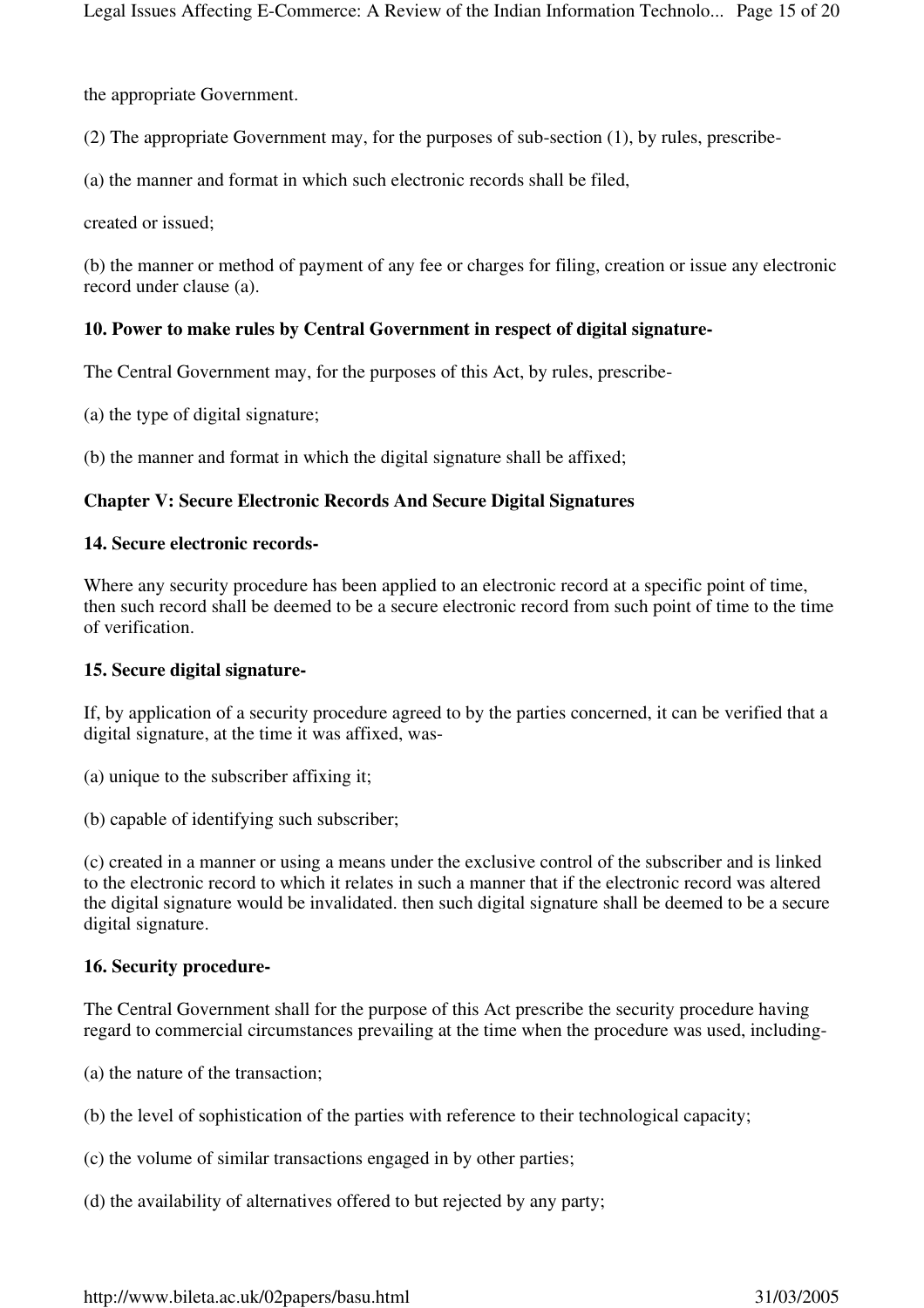the appropriate Government.

(2) The appropriate Government may, for the purposes of sub-section (1), by rules, prescribe-

(a) the manner and format in which such electronic records shall be filed,

created or issued;

(b) the manner or method of payment of any fee or charges for filing, creation or issue any electronic record under clause (a).

**10. Power to make rules by Central Government in respect of digital signature-**

The Central Government may, for the purposes of this Act, by rules, prescribe-

(a) the type of digital signature;

(b) the manner and format in which the digital signature shall be affixed;

**Chapter V: Secure Electronic Records And Secure Digital Signatures**

**14. Secure electronic records-**

Where any security procedure has been applied to an electronic record at a specific point of time, then such record shall be deemed to be a secure electronic record from such point of time to the time of verification.

**15. Secure digital signature-**

If, by application of a security procedure agreed to by the parties concerned, it can be verified that a digital signature, at the time it was affixed, was-

(a) unique to the subscriber affixing it;

(b) capable of identifying such subscriber;

(c) created in a manner or using a means under the exclusive control of the subscriber and is linked to the electronic record to which it relates in such a manner that if the electronic record was altered the digital signature would be invalidated. then such digital signature shall be deemed to be a secure digital signature.

**16. Security procedure-**

The Central Government shall for the purpose of this Act prescribe the security procedure having regard to commercial circumstances prevailing at the time when the procedure was used, including-

(a) the nature of the transaction;

(b) the level of sophistication of the parties with reference to their technological capacity;

(c) the volume of similar transactions engaged in by other parties;

(d) the availability of alternatives offered to but rejected by any party;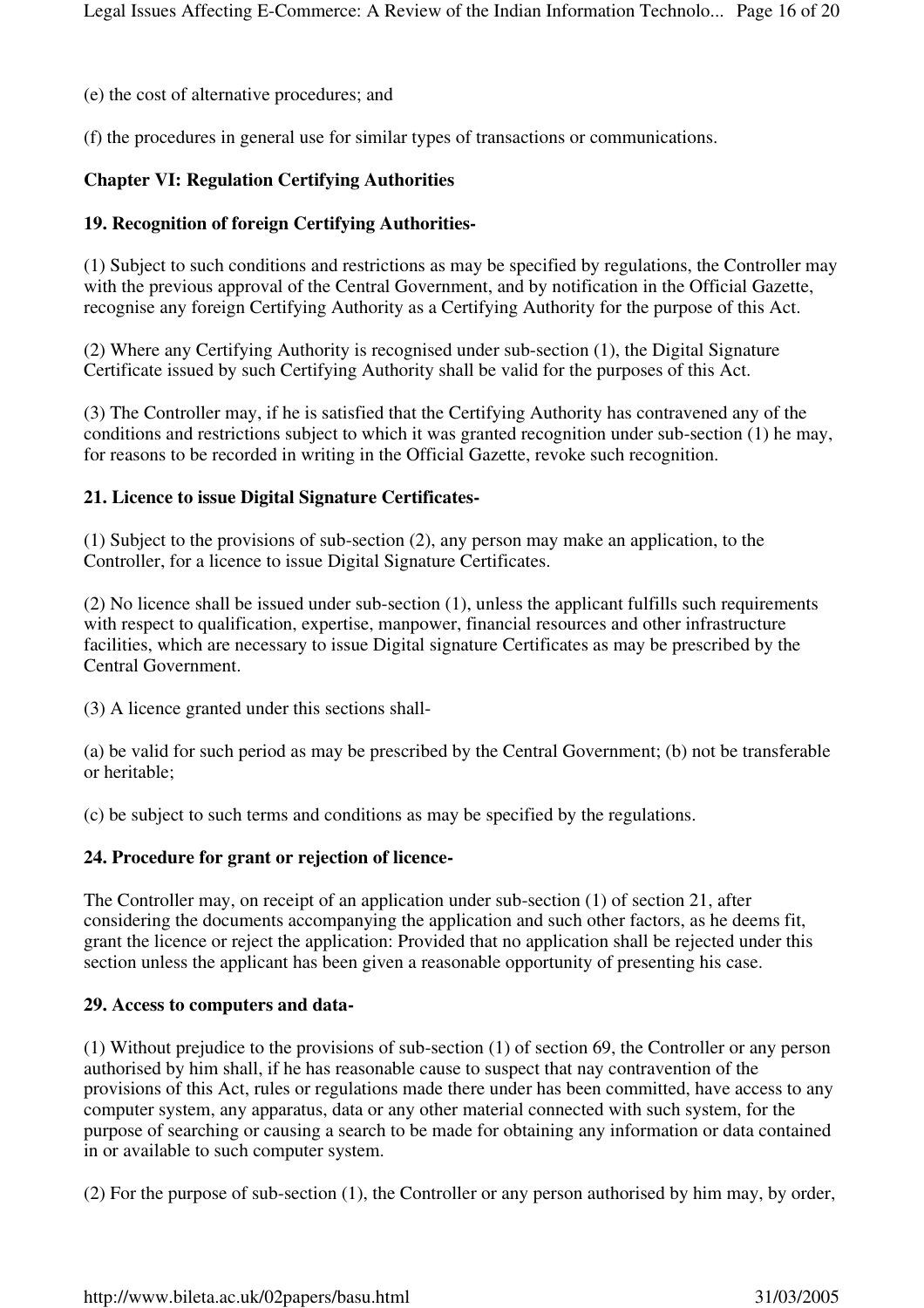(e) the cost of alternative procedures; and

(f) the procedures in general use for similar types of transactions or communications.

**Chapter VI: Regulation Certifying Authorities**

**19. Recognition of foreign Certifying Authorities-**

(1) Subject to such conditions and restrictions as may be specified by regulations, the Controller may with the previous approval of the Central Government, and by notification in the Official Gazette, recognise any foreign Certifying Authority as a Certifying Authority for the purpose of this Act.

(2) Where any Certifying Authority is recognised under sub-section (1), the Digital Signature Certificate issued by such Certifying Authority shall be valid for the purposes of this Act.

(3) The Controller may, if he is satisfied that the Certifying Authority has contravened any of the conditions and restrictions subject to which it was granted recognition under sub-section (1) he may, for reasons to be recorded in writing in the Official Gazette, revoke such recognition.

**21. Licence to issue Digital Signature Certificates-**

(1) Subject to the provisions of sub-section (2), any person may make an application, to the Controller, for a licence to issue Digital Signature Certificates.

(2) No licence shall be issued under sub-section (1), unless the applicant fulfills such requirements with respect to qualification, expertise, manpower, financial resources and other infrastructure facilities, which are necessary to issue Digital signature Certificates as may be prescribed by the Central Government.

(3) A licence granted under this sections shall-

(a) be valid for such period as may be prescribed by the Central Government; (b) not be transferable or heritable;

(c) be subject to such terms and conditions as may be specified by the regulations.

**24. Procedure for grant or rejection of licence-**

The Controller may, on receipt of an application under sub-section (1) of section 21, after considering the documents accompanying the application and such other factors, as he deems fit, grant the licence or reject the application: Provided that no application shall be rejected under this section unless the applicant has been given a reasonable opportunity of presenting his case.

**29. Access to computers and data-**

(1) Without prejudice to the provisions of sub-section (1) of section 69, the Controller or any person authorised by him shall, if he has reasonable cause to suspect that nay contravention of the provisions of this Act, rules or regulations made there under has been committed, have access to any computer system, any apparatus, data or any other material connected with such system, for the purpose of searching or causing a search to be made for obtaining any information or data contained in or available to such computer system.

(2) For the purpose of sub-section (1), the Controller or any person authorised by him may, by order,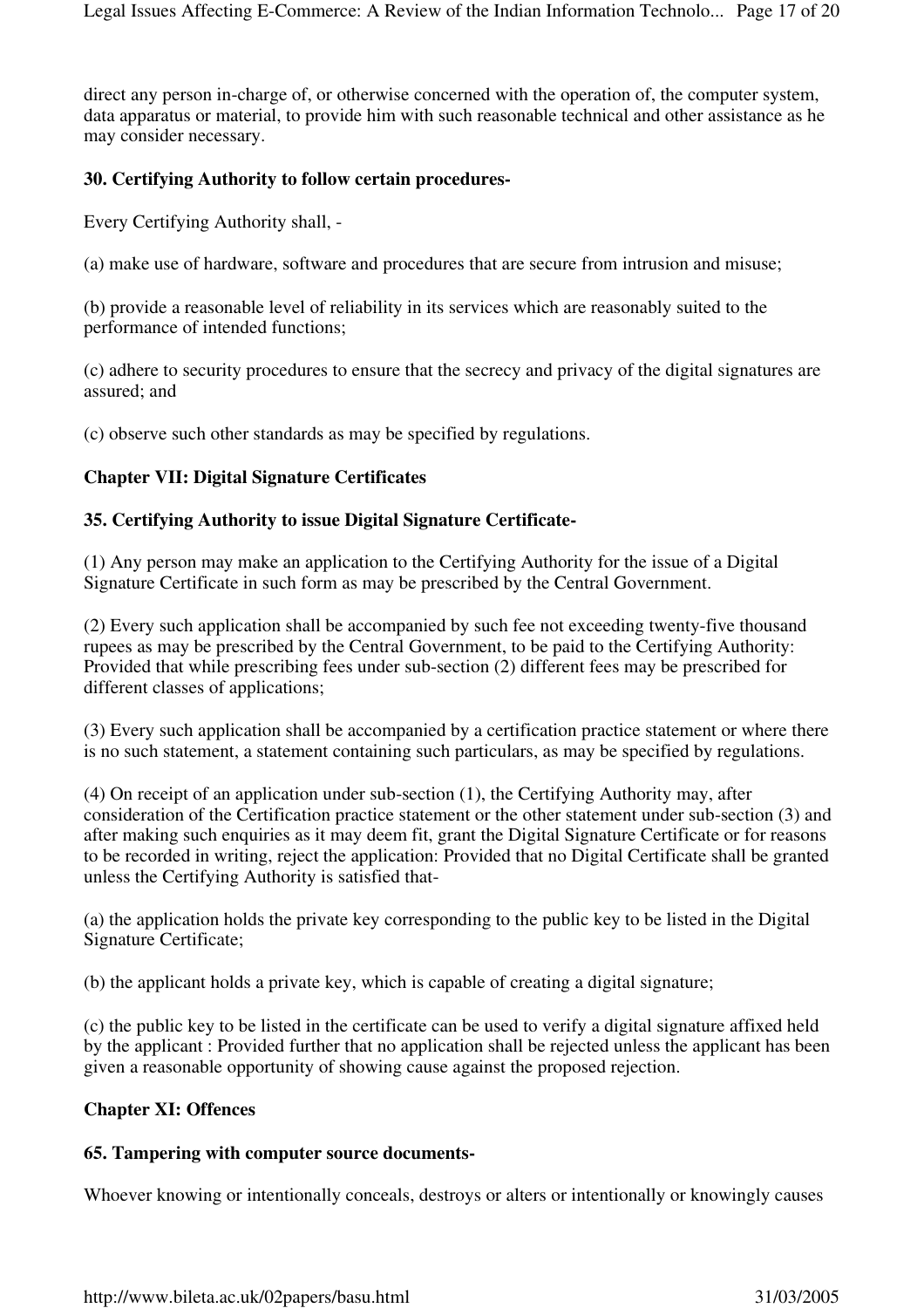direct any person in-charge of, or otherwise concerned with the operation of, the computer system, data apparatus or material, to provide him with such reasonable technical and other assistance as he may consider necessary.

**30. Certifying Authority to follow certain procedures-**

Every Certifying Authority shall, -

(a) make use of hardware, software and procedures that are secure from intrusion and misuse;

(b) provide a reasonable level of reliability in its services which are reasonably suited to the performance of intended functions;

(c) adhere to security procedures to ensure that the secrecy and privacy of the digital signatures are assured; and

(c) observe such other standards as may be specified by regulations.

**Chapter VII: Digital Signature Certificates**

**35. Certifying Authority to issue Digital Signature Certificate-**

(1) Any person may make an application to the Certifying Authority for the issue of a Digital Signature Certificate in such form as may be prescribed by the Central Government.

(2) Every such application shall be accompanied by such fee not exceeding twenty-five thousand rupees as may be prescribed by the Central Government, to be paid to the Certifying Authority: Provided that while prescribing fees under sub-section (2) different fees may be prescribed for different classes of applications;

(3) Every such application shall be accompanied by a certification practice statement or where there is no such statement, a statement containing such particulars, as may be specified by regulations.

(4) On receipt of an application under sub-section (1), the Certifying Authority may, after consideration of the Certification practice statement or the other statement under sub-section (3) and after making such enquiries as it may deem fit, grant the Digital Signature Certificate or for reasons to be recorded in writing, reject the application: Provided that no Digital Certificate shall be granted unless the Certifying Authority is satisfied that-

(a) the application holds the private key corresponding to the public key to be listed in the Digital Signature Certificate;

(b) the applicant holds a private key, which is capable of creating a digital signature;

(c) the public key to be listed in the certificate can be used to verify a digital signature affixed held by the applicant : Provided further that no application shall be rejected unless the applicant has been given a reasonable opportunity of showing cause against the proposed rejection.

**Chapter XI: Offences**

**65. Tampering with computer source documents-**

Whoever knowing or intentionally conceals, destroys or alters or intentionally or knowingly causes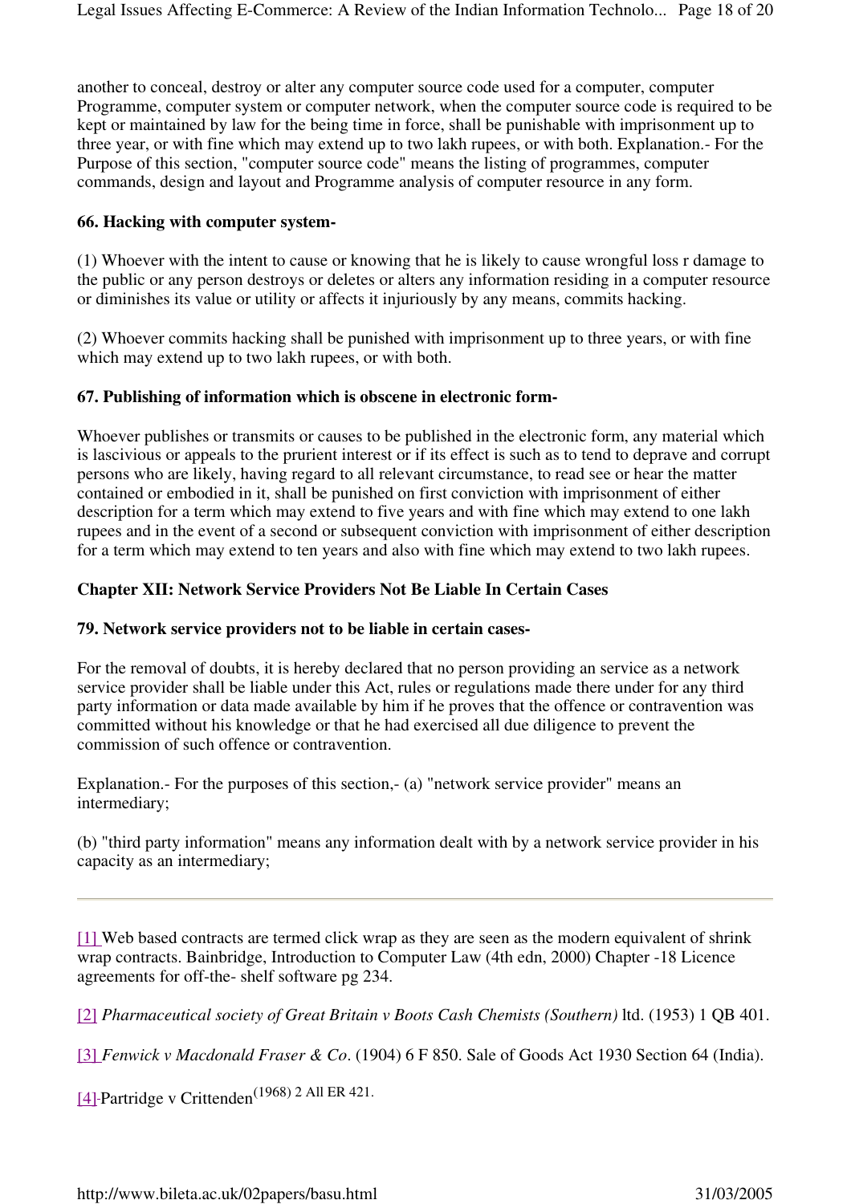another to conceal, destroy or alter any computer source code used for a computer, computer Programme, computer system or computer network, when the computer source code is required to be kept or maintained by law for the being time in force, shall be punishable with imprisonment up to three year, or with fine which may extend up to two lakh rupees, or with both. Explanation.- For the Purpose of this section, "computer source code" means the listing of programmes, computer commands, design and layout and Programme analysis of computer resource in any form.

**66. Hacking with computer system-**

(1) Whoever with the intent to cause or knowing that he is likely to cause wrongful loss r damage to the public or any person destroys or deletes or alters any information residing in a computer resource or diminishes its value or utility or affects it injuriously by any means, commits hacking.

(2) Whoever commits hacking shall be punished with imprisonment up to three years, or with fine which may extend up to two lakh rupees, or with both.

**67. Publishing of information which is obscene in electronic form-**

Whoever publishes or transmits or causes to be published in the electronic form, any material which is lascivious or appeals to the prurient interest or if its effect is such as to tend to deprave and corrupt persons who are likely, having regard to all relevant circumstance, to read see or hear the matter contained or embodied in it, shall be punished on first conviction with imprisonment of either description for a term which may extend to five years and with fine which may extend to one lakh rupees and in the event of a second or subsequent conviction with imprisonment of either description for a term which may extend to ten years and also with fine which may extend to two lakh rupees.

**Chapter XII: Network Service Providers Not Be Liable In Certain Cases**

**79. Network service providers not to be liable in certain cases-**

For the removal of doubts, it is hereby declared that no person providing an service as a network service provider shall be liable under this Act, rules or regulations made there under for any third party information or data made available by him if he proves that the offence or contravention was committed without his knowledge or that he had exercised all due diligence to prevent the commission of such offence or contravention.

Explanation.- For the purposes of this section,- (a) "network service provider" means an intermediary;

(b) "third party information" means any information dealt with by a network service provider in his capacity as an intermediary;

---

[1] Web based contracts are termed click wrap as they are seen as the modern equivalent of shrink wrap contracts. Bainbridge, Introduction to Computer Law (4th edn, 2000) Chapter -18 Licence agreements for off-the- shelf software pg 234.

[2] *Pharmaceutical society of Great Britain v Boots Cash Chemists (Southern)* ltd. (1953) 1 QB 401.

[3] *Fenwick v Macdonald Fraser & Co*. (1904) 6 F 850. Sale of Goods Act 1930 Section 64 (India).

[4]-Partridge v Crittenden (1968) 2 All ER 421.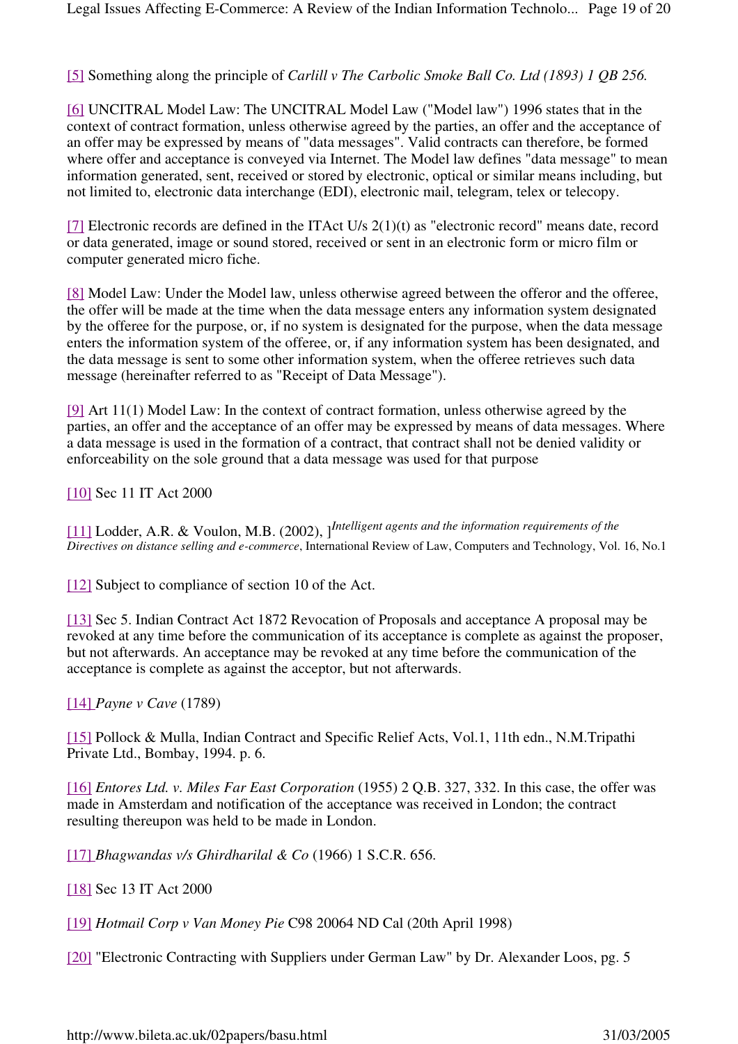[5] Something along the principle of *Carlill v The Carbolic Smoke Ball Co. Ltd (1893) 1 QB 256.*

[6] UNCITRAL Model Law: The UNCITRAL Model Law ("Model law") 1996 states that in the context of contract formation, unless otherwise agreed by the parties, an offer and the acceptance of an offer may be expressed by means of "data messages". Valid contracts can therefore, be formed where offer and acceptance is conveyed via Internet. The Model law defines "data message" to mean information generated, sent, received or stored by electronic, optical or similar means including, but not limited to, electronic data interchange (EDI), electronic mail, telegram, telex or telecopy.

[7] Electronic records are defined in the ITAct U/s 2(1)(t) as "electronic record" means date, record or data generated, image or sound stored, received or sent in an electronic form or micro film or computer generated micro fiche.

[8] Model Law: Under the Model law, unless otherwise agreed between the offeror and the offeree, the offer will be made at the time when the data message enters any information system designated by the offeree for the purpose, or, if no system is designated for the purpose, when the data message enters the information system of the offeree, or, if any information system has been designated, and the data message is sent to some other information system, when the offeree retrieves such data message (hereinafter referred to as "Receipt of Data Message").

[9] Art 11(1) Model Law: In the context of contract formation, unless otherwise agreed by the parties, an offer and the acceptance of an offer may be expressed by means of data messages. Where a data message is used in the formation of a contract, that contract shall not be denied validity or enforceability on the sole ground that a data message was used for that purpose

[10] Sec 11 IT Act 2000

[11] Lodder, A.R. & Voulon, M.B. (2002), ]*Intelligent agents and the information requirements of the Directives on distance selling and e-commerce*, International Review of Law, Computers and Technology, Vol. 16, No.1

[12] Subject to compliance of section 10 of the Act.

[13] Sec 5. Indian Contract Act 1872 Revocation of Proposals and acceptance A proposal may be revoked at any time before the communication of its acceptance is complete as against the proposer, but not afterwards. An acceptance may be revoked at any time before the communication of the acceptance is complete as against the acceptor, but not afterwards.

[14] *Payne v Cave* (1789)

[15] Pollock & Mulla, Indian Contract and Specific Relief Acts, Vol.1, 11th edn., N.M.Tripathi Private Ltd., Bombay, 1994. p. 6.

[16] *Entores Ltd. v. Miles Far East Corporation* (1955) 2 Q.B. 327, 332. In this case, the offer was made in Amsterdam and notification of the acceptance was received in London; the contract resulting thereupon was held to be made in London.

[17] *Bhagwandas v/s Ghirdharilal & Co* (1966) 1 S.C.R. 656.

[18] Sec 13 IT Act 2000

[19] *Hotmail Corp v Van Money Pie* C98 20064 ND Cal (20th April 1998)

[20] "Electronic Contracting with Suppliers under German Law" by Dr. Alexander Loos, pg. 5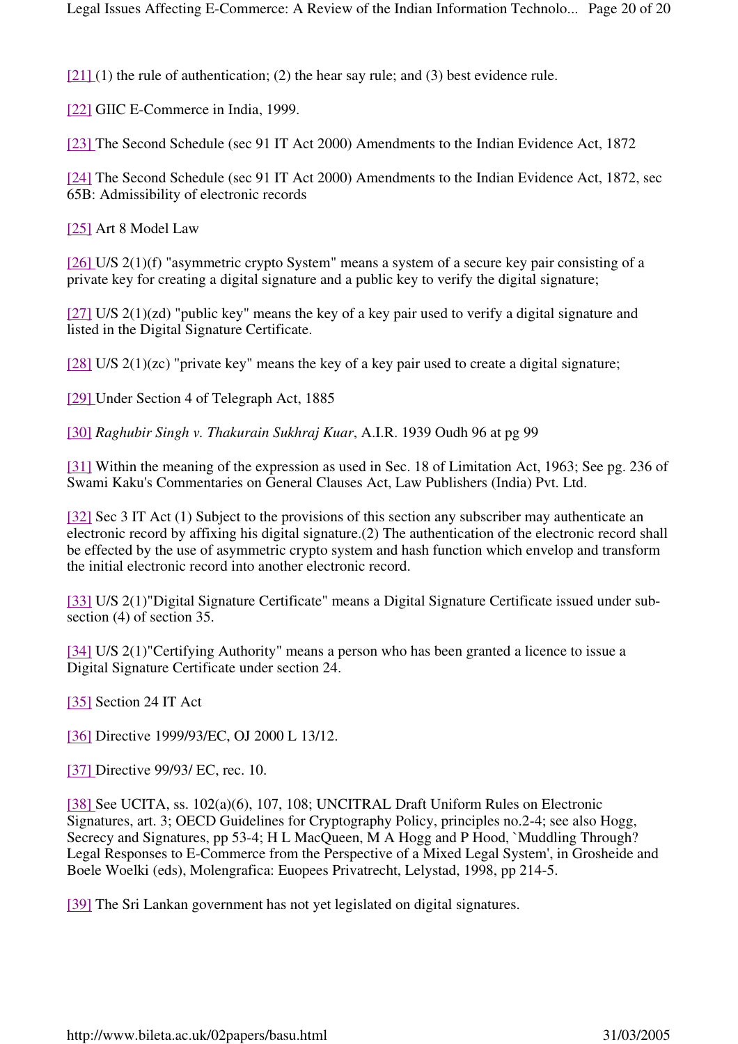[21] (1) the rule of authentication; (2) the hear say rule; and (3) best evidence rule.

[22] GIIC E-Commerce in India, 1999.

[23] The Second Schedule (sec 91 IT Act 2000) Amendments to the Indian Evidence Act, 1872

[24] The Second Schedule (sec 91 IT Act 2000) Amendments to the Indian Evidence Act, 1872, sec 65B: Admissibility of electronic records

[25] Art 8 Model Law

[26] U/S 2(1)(f) "asymmetric crypto System" means a system of a secure key pair consisting of a private key for creating a digital signature and a public key to verify the digital signature;

[27] U/S 2(1)(zd) "public key" means the key of a key pair used to verify a digital signature and listed in the Digital Signature Certificate.

[28] U/S 2(1)(zc) "private key" means the key of a key pair used to create a digital signature;

[29] Under Section 4 of Telegraph Act, 1885

[30] *Raghubir Singh v. Thakurain Sukhraj Kuar*, A.I.R. 1939 Oudh 96 at pg 99

[31] Within the meaning of the expression as used in Sec. 18 of Limitation Act, 1963; See pg. 236 of Swami Kaku's Commentaries on General Clauses Act, Law Publishers (India) Pvt. Ltd.

[32] Sec 3 IT Act (1) Subject to the provisions of this section any subscriber may authenticate an electronic record by affixing his digital signature.(2) The authentication of the electronic record shall be effected by the use of asymmetric crypto system and hash function which envelop and transform the initial electronic record into another electronic record.

[33] U/S 2(1)"Digital Signature Certificate" means a Digital Signature Certificate issued under sub-section (4) of section 35.

[34] U/S 2(1)"Certifying Authority" means a person who has been granted a licence to issue a Digital Signature Certificate under section 24.

[35] Section 24 IT Act

[36] Directive 1999/93/EC, OJ 2000 L 13/12.

[37] Directive 99/93/ EC, rec. 10.

[38] See UCITA, ss. 102(a)(6), 107, 108; UNCITRAL Draft Uniform Rules on Electronic Signatures, art. 3; OECD Guidelines for Cryptography Policy, principles no.2-4; see also Hogg, Secrecy and Signatures, pp 53-4; H L MacQueen, M A Hogg and P Hood, `Muddling Through? Legal Responses to E-Commerce from the Perspective of a Mixed Legal System', in Grosheide and Boele Woelki (eds), Molengrafica: Euopees Privatrecht, Lelystad, 1998, pp 214-5.

[39] The Sri Lankan government has not yet legislated on digital signatures.